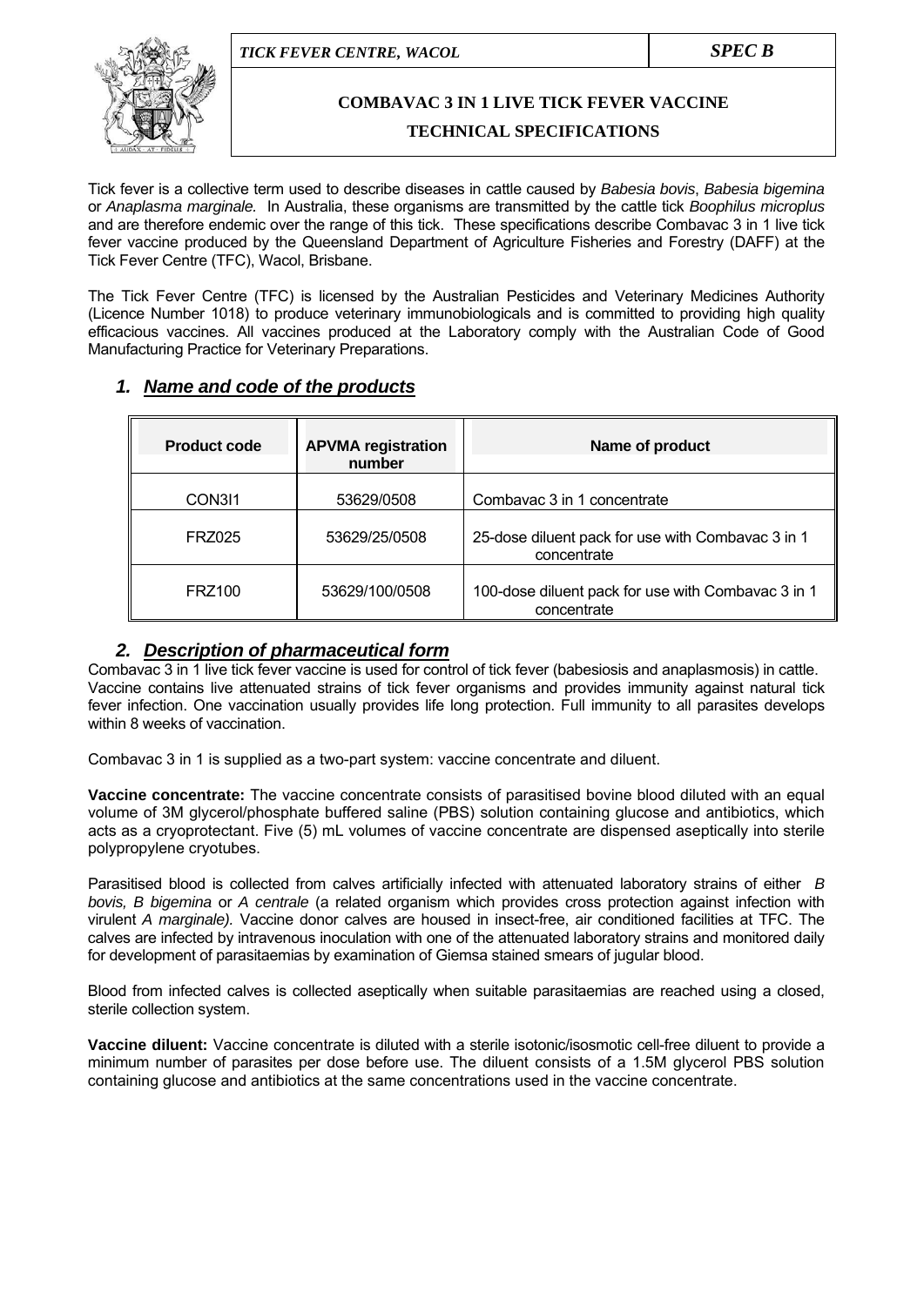TICK FEVER CENTRE, WACOL | SPEC B

# COMBAVAC 3 IN 1 LIVE TICK FEVER VACCINE

# TECHNICAL SPECIFICATIONS

Tick fever is a collective term used to describe diseases in cattle caused by *Babesia bovis*, *Babesia bigemina* or *Anaplasma marginale.* In Australia, these organisms are transmitted by the cattle tick *Boophilus microplus* and are therefore endemic over the range of this tick. These specifications describe Combavac 3 in 1 live tick fever vaccine produced by the Queensland Department of Agriculture Fisheries and Forestry (DAFF) at the Tick Fever Centre (TFC), Wacol, Brisbane.

The Tick Fever Centre (TFC) is licensed by the Australian Pesticides and Veterinary Medicines Authority (Licence Number 1018) to produce veterinary immunobiologicals and is committed to providing high quality efficacious vaccines. All vaccines produced at the Laboratory comply with the Australian Code of Good Manufacturing Practice for Veterinary Preparations.

## *1. Name and code of the products*

| Product code | APVMA registration number | Name of product |
|---|---|---|
| CON3I1 | 53629/0508 | Combavac 3 in 1 concentrate |
| FRZ025 | 53629/25/0508 | 25-dose diluent pack for use with Combavac 3 in 1 concentrate |
| FRZ100 | 53629/100/0508 | 100-dose diluent pack for use with Combavac 3 in 1 concentrate |

## *2. Description of pharmaceutical form*

Combavac 3 in 1 live tick fever vaccine is used for control of tick fever (babesiosis and anaplasmosis) in cattle. Vaccine contains live attenuated strains of tick fever organisms and provides immunity against natural tick fever infection. One vaccination usually provides life long protection. Full immunity to all parasites develops within 8 weeks of vaccination.

Combavac 3 in 1 is supplied as a two-part system: vaccine concentrate and diluent.

**Vaccine concentrate:** The vaccine concentrate consists of parasitised bovine blood diluted with an equal volume of 3M glycerol/phosphate buffered saline (PBS) solution containing glucose and antibiotics, which acts as a cryoprotectant. Five (5) mL volumes of vaccine concentrate are dispensed aseptically into sterile polypropylene cryotubes.

Parasitised blood is collected from calves artificially infected with attenuated laboratory strains of either *B bovis, B bigemina* or *A centrale* (a related organism which provides cross protection against infection with virulent *A marginale).* Vaccine donor calves are housed in insect-free, air conditioned facilities at TFC. The calves are infected by intravenous inoculation with one of the attenuated laboratory strains and monitored daily for development of parasitaemias by examination of Giemsa stained smears of jugular blood.

Blood from infected calves is collected aseptically when suitable parasitaemias are reached using a closed, sterile collection system.

**Vaccine diluent:** Vaccine concentrate is diluted with a sterile isotonic/isosmotic cell-free diluent to provide a minimum number of parasites per dose before use. The diluent consists of a 1.5M glycerol PBS solution containing glucose and antibiotics at the same concentrations used in the vaccine concentrate.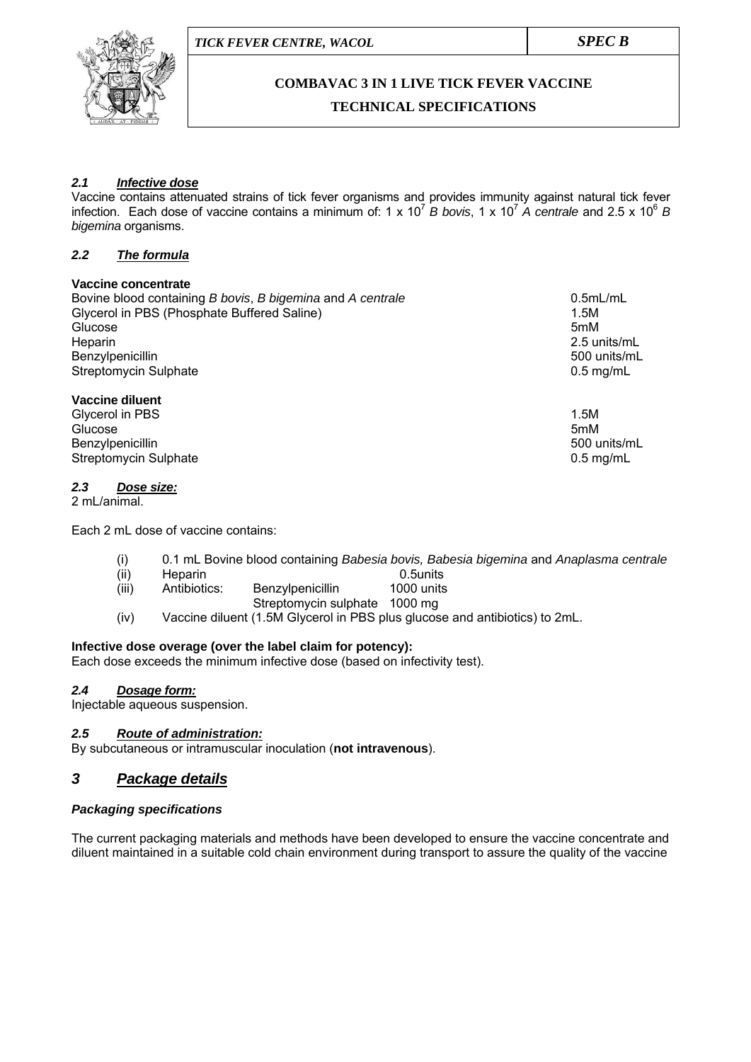#### *2.1 Infective dose*

Vaccine contains attenuated strains of tick fever organisms and provides immunity against natural tick fever infection. Each dose of vaccine contains a minimum of: $1 \times 10^7$ *B bovis*, $1 \times 10^7$ *A centrale* and $2.5 \times 10^6$ *B bigemina* organisms.

#### *2.2 The formula*

**Vaccine concentrate**

| | |
|---|---|
| Bovine blood containing *B bovis*, *B bigemina* and *A centrale* | 0.5mL/mL |
| Glycerol in PBS (Phosphate Buffered Saline) | 1.5M |
| Glucose | 5mM |
| Heparin | 2.5 units/mL |
| Benzylpenicillin | 500 units/mL |
| Streptomycin Sulphate | 0.5 mg/mL |

**Vaccine diluent**

| | |
|---|---|
| Glycerol in PBS | 1.5M |
| Glucose | 5mM |
| Benzylpenicillin | 500 units/mL |
| Streptomycin Sulphate | 0.5 mg/mL |

#### *2.3 Dose size:*

2 mL/animal.

Each 2 mL dose of vaccine contains:

(i) 0.1 mL Bovine blood containing *Babesia bovis, Babesia bigemina* and *Anaplasma centrale*
(ii) Heparin 0.5units
(iii) Antibiotics: Benzylpenicillin 1000 units
Streptomycin sulphate 1000 mg
(iv) Vaccine diluent (1.5M Glycerol in PBS plus glucose and antibiotics) to 2mL.

**Infective dose overage (over the label claim for potency):**
Each dose exceeds the minimum infective dose (based on infectivity test).

#### *2.4 Dosage form:*

Injectable aqueous suspension.

#### *2.5 Route of administration:*

By subcutaneous or intramuscular inoculation (**not intravenous**).

## *3 Package details*

#### *Packaging specifications*

The current packaging materials and methods have been developed to ensure the vaccine concentrate and diluent maintained in a suitable cold chain environment during transport to assure the quality of the vaccine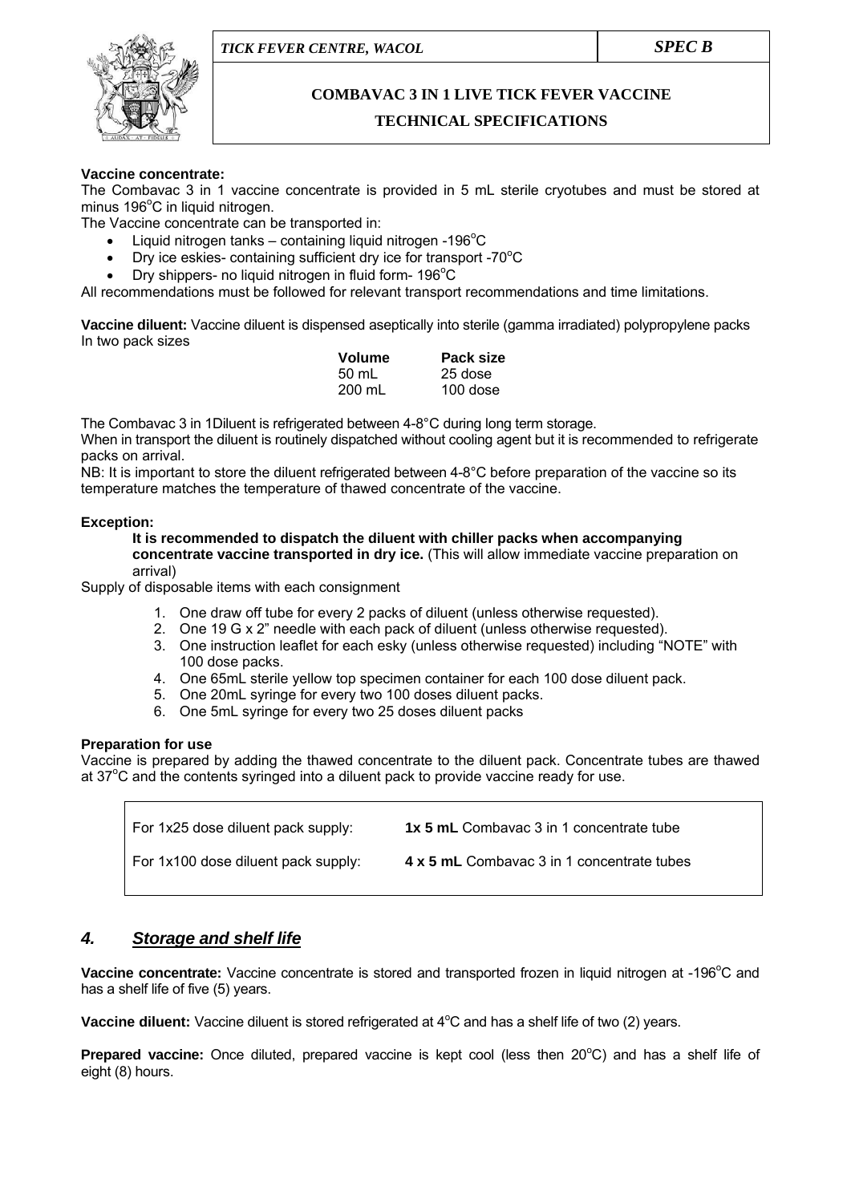**Vaccine concentrate:**
The Combavac 3 in 1 vaccine concentrate is provided in 5 mL sterile cryotubes and must be stored at minus 196°C in liquid nitrogen.
The Vaccine concentrate can be transported in:

- Liquid nitrogen tanks – containing liquid nitrogen -196°C
- Dry ice eskies- containing sufficient dry ice for transport -70°C
- Dry shippers- no liquid nitrogen in fluid form- 196°C

All recommendations must be followed for relevant transport recommendations and time limitations.

**Vaccine diluent:** Vaccine diluent is dispensed aseptically into sterile (gamma irradiated) polypropylene packs In two pack sizes

| Volume | Pack size |
|---|---|
| 50 mL | 25 dose |
| 200 mL | 100 dose |

The Combavac 3 in 1Diluent is refrigerated between 4-8°C during long term storage.
When in transport the diluent is routinely dispatched without cooling agent but it is recommended to refrigerate packs on arrival.
NB: It is important to store the diluent refrigerated between 4-8°C before preparation of the vaccine so its temperature matches the temperature of thawed concentrate of the vaccine.

**Exception:**

**It is recommended to dispatch the diluent with chiller packs when accompanying concentrate vaccine transported in dry ice.** (This will allow immediate vaccine preparation on arrival)

Supply of disposable items with each consignment

1. One draw off tube for every 2 packs of diluent (unless otherwise requested).
2. One 19 G x 2" needle with each pack of diluent (unless otherwise requested).
3. One instruction leaflet for each esky (unless otherwise requested) including "NOTE" with 100 dose packs.
4. One 65mL sterile yellow top specimen container for each 100 dose diluent pack.
5. One 20mL syringe for every two 100 doses diluent packs.
6. One 5mL syringe for every two 25 doses diluent packs

**Preparation for use**
Vaccine is prepared by adding the thawed concentrate to the diluent pack. Concentrate tubes are thawed at 37°C and the contents syringed into a diluent pack to provide vaccine ready for use.

| | |
|---|---|
| For 1x25 dose diluent pack supply: | **1x 5 mL** Combavac 3 in 1 concentrate tube |
| For 1x100 dose diluent pack supply: | **4 x 5 mL** Combavac 3 in 1 concentrate tubes |

## *4. Storage and shelf life*

**Vaccine concentrate:** Vaccine concentrate is stored and transported frozen in liquid nitrogen at -196°C and has a shelf life of five (5) years.

**Vaccine diluent:** Vaccine diluent is stored refrigerated at 4°C and has a shelf life of two (2) years.

**Prepared vaccine:** Once diluted, prepared vaccine is kept cool (less then 20°C) and has a shelf life of eight (8) hours.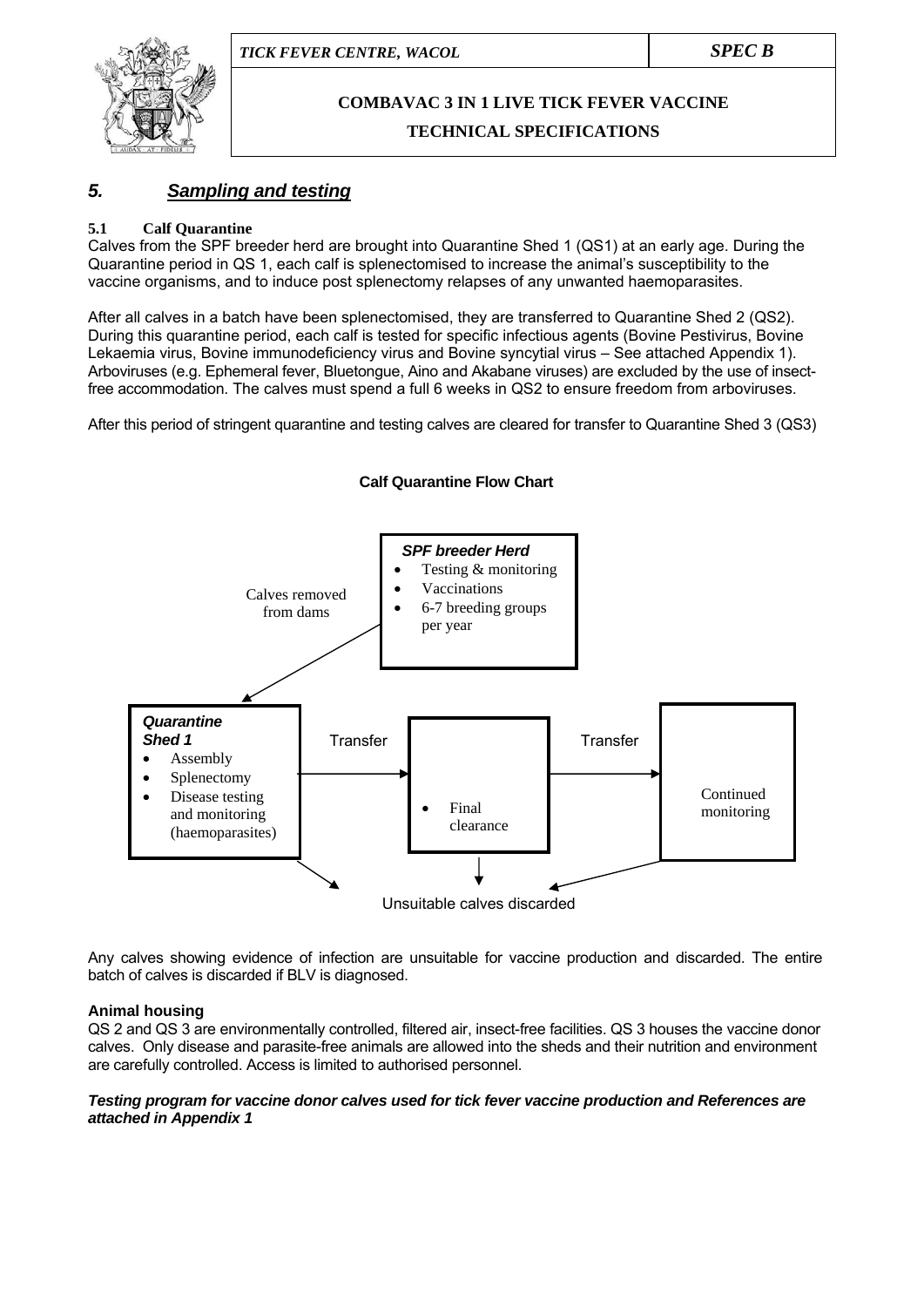## 5. Sampling and testing

### 5.1 Calf Quarantine

Calves from the SPF breeder herd are brought into Quarantine Shed 1 (QS1) at an early age. During the Quarantine period in QS 1, each calf is splenectomised to increase the animal's susceptibility to the vaccine organisms, and to induce post splenectomy relapses of any unwanted haemoparasites.

After all calves in a batch have been splenectomised, they are transferred to Quarantine Shed 2 (QS2). During this quarantine period, each calf is tested for specific infectious agents (Bovine Pestivirus, Bovine Lekaemia virus, Bovine immunodeficiency virus and Bovine syncytial virus – See attached Appendix 1). Arboviruses (e.g. Ephemeral fever, Bluetongue, Aino and Akabane viruses) are excluded by the use of insect-free accommodation. The calves must spend a full 6 weeks in QS2 to ensure freedom from arboviruses.

After this period of stringent quarantine and testing calves are cleared for transfer to Quarantine Shed 3 (QS3)

**Calf Quarantine Flow Chart**

***SPF breeder Herd***
- Testing & monitoring
- Vaccinations
- 6-7 breeding groups per year

Calves removed from dams

***Quarantine Shed 1***
- Assembly
- Splenectomy
- Disease testing and monitoring (haemoparasites)

Transfer

- Final clearance

Transfer

Continued monitoring

Unsuitable calves discarded

Any calves showing evidence of infection are unsuitable for vaccine production and discarded. The entire batch of calves is discarded if BLV is diagnosed.

**Animal housing**

QS 2 and QS 3 are environmentally controlled, filtered air, insect-free facilities. QS 3 houses the vaccine donor calves. Only disease and parasite-free animals are allowed into the sheds and their nutrition and environment are carefully controlled. Access is limited to authorised personnel.

***Testing program for vaccine donor calves used for tick fever vaccine production and References are attached in Appendix 1***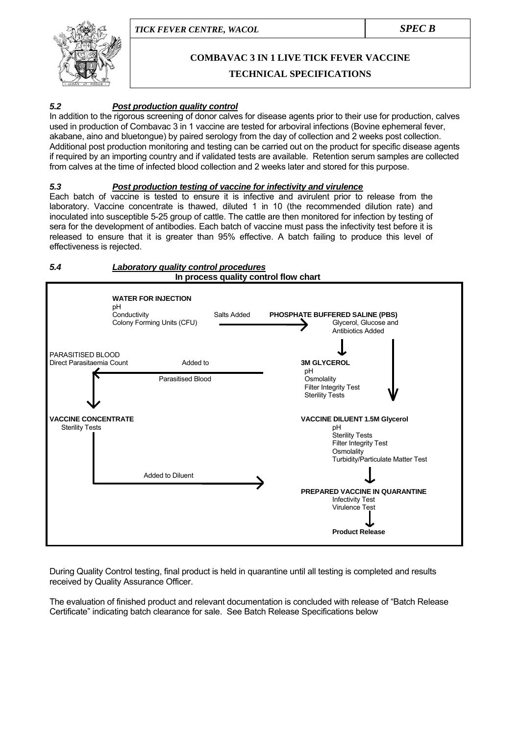### *5.2 Post production quality control*

In addition to the rigorous screening of donor calves for disease agents prior to their use for production, calves used in production of Combavac 3 in 1 vaccine are tested for arboviral infections (Bovine ephemeral fever, akabane, aino and bluetongue) by paired serology from the day of collection and 2 weeks post collection. Additional post production monitoring and testing can be carried out on the product for specific disease agents if required by an importing country and if validated tests are available. Retention serum samples are collected from calves at the time of infected blood collection and 2 weeks later and stored for this purpose.

### *5.3 Post production testing of vaccine for infectivity and virulence*

Each batch of vaccine is tested to ensure it is infective and avirulent prior to release from the laboratory. Vaccine concentrate is thawed, diluted 1 in 10 (the recommended dilution rate) and inoculated into susceptible 5-25 group of cattle. The cattle are then monitored for infection by testing of sera for the development of antibodies. Each batch of vaccine must pass the infectivity test before it is released to ensure that it is greater than 95% effective. A batch failing to produce this level of effectiveness is rejected.

### *5.4 Laboratory quality control procedures*

**In process quality control flow chart**

**WATER FOR INJECTION**
pH
Conductivity
Colony Forming Units (CFU)

→ Salts Added →

**PHOSPHATE BUFFERED SALINE (PBS)**
Glycerol, Glucose and Antibiotics Added

↓

**3M GLYCEROL**
pH
Osmolality
Filter Integrity Test
Sterility Tests

← Added to Parasitised Blood ←

PARASITISED BLOOD
Direct Parasitaemia Count

↓

**VACCINE CONCENTRATE**
Sterility Tests

**VACCINE DILUENT 1.5M Glycerol**
pH
Sterility Tests
Filter Integrity Test
Osmolality
Turbidity/Particulate Matter Test

→ Added to Diluent →

**PREPARED VACCINE IN QUARANTINE**
Infectivity Test
Virulence Test

↓

**Product Release**

During Quality Control testing, final product is held in quarantine until all testing is completed and results received by Quality Assurance Officer.

The evaluation of finished product and relevant documentation is concluded with release of "Batch Release Certificate" indicating batch clearance for sale. See Batch Release Specifications below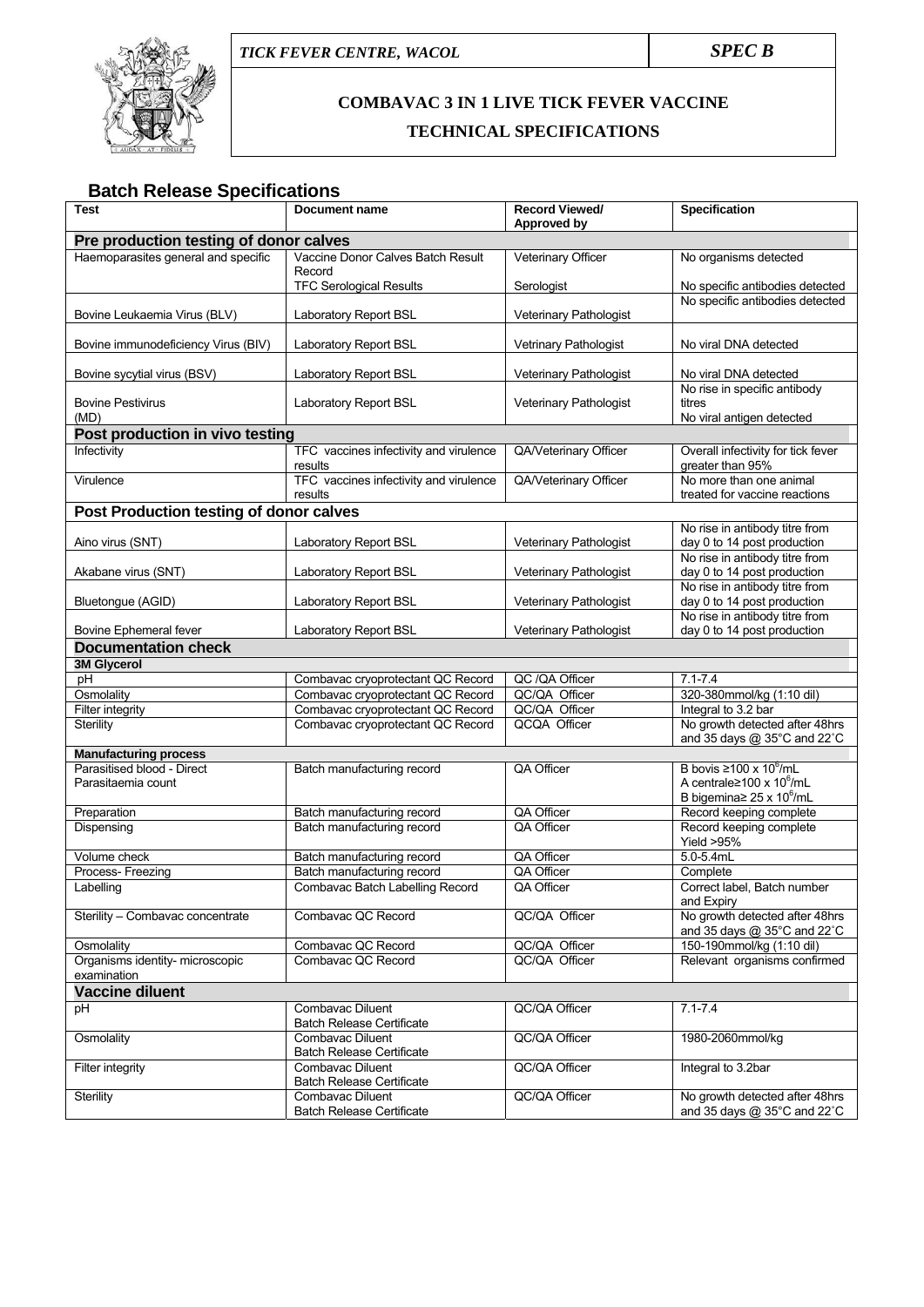TICK FEVER CENTRE, WACOL | SPEC B

**COMBAVAC 3 IN 1 LIVE TICK FEVER VACCINE**

**TECHNICAL SPECIFICATIONS**

## Batch Release Specifications

| Test | Document name | Record Viewed/ Approved by | Specification |
|---|---|---|---|
| **Pre production testing of donor calves** | | | |
| Haemoparasites general and specific | Vaccine Donor Calves Batch Result Record<br>TFC Serological Results | Veterinary Officer<br>Serologist | No organisms detected<br>No specific antibodies detected |
| Bovine Leukaemia Virus (BLV) | Laboratory Report BSL | Veterinary Pathologist | No specific antibodies detected |
| Bovine immunodeficiency Virus (BIV) | Laboratory Report BSL | Vetrinary Pathologist | No viral DNA detected |
| Bovine sycytial virus (BSV) | Laboratory Report BSL | Veterinary Pathologist | No viral DNA detected |
| Bovine Pestivirus (MD) | Laboratory Report BSL | Veterinary Pathologist | No rise in specific antibody titres<br>No viral antigen detected |
| **Post production in vivo testing** | | | |
| Infectivity | TFC vaccines infectivity and virulence results | QA/Veterinary Officer | Overall infectivity for tick fever greater than 95% |
| Virulence | TFC vaccines infectivity and virulence results | QA/Veterinary Officer | No more than one animal treated for vaccine reactions |
| **Post Production testing of donor calves** | | | |
| Aino virus (SNT) | Laboratory Report BSL | Veterinary Pathologist | No rise in antibody titre from day 0 to 14 post production |
| Akabane virus (SNT) | Laboratory Report BSL | Veterinary Pathologist | No rise in antibody titre from day 0 to 14 post production |
| Bluetongue (AGID) | Laboratory Report BSL | Veterinary Pathologist | No rise in antibody titre from day 0 to 14 post production |
| Bovine Ephemeral fever | Laboratory Report BSL | Veterinary Pathologist | No rise in antibody titre from day 0 to 14 post production |
| **Documentation check** | | | |
| **3M Glycerol** | | | |
| pH | Combavac cryoprotectant QC Record | QC /QA Officer | 7.1-7.4 |
| Osmolality | Combavac cryoprotectant QC Record | QC/QA Officer | 320-380mmol/kg (1:10 dil) |
| Filter integrity | Combavac cryoprotectant QC Record | QC/QA Officer | Integral to 3.2 bar |
| Sterility | Combavac cryoprotectant QC Record | QCQA Officer | No growth detected after 48hrs and 35 days @ 35°C and 22°C |
| **Manufacturing process** | | | |
| Parasitised blood - Direct Parasitaemia count | Batch manufacturing record | QA Officer | B bovis ≥100 x $10^6$/mL<br>A centrale≥100 x $10^6$/mL<br>B bigemina≥ 25 x $10^6$/mL |
| Preparation | Batch manufacturing record | QA Officer | Record keeping complete |
| Dispensing | Batch manufacturing record | QA Officer | Record keeping complete<br>Yield >95% |
| Volume check | Batch manufacturing record | QA Officer | 5.0-5.4mL |
| Process- Freezing | Batch manufacturing record | QA Officer | Complete |
| Labelling | Combavac Batch Labelling Record | QA Officer | Correct label, Batch number and Expiry |
| Sterility – Combavac concentrate | Combavac QC Record | QC/QA Officer | No growth detected after 48hrs and 35 days @ 35°C and 22°C |
| Osmolality | Combavac QC Record | QC/QA Officer | 150-190mmol/kg (1:10 dil) |
| Organisms identity- microscopic examination | Combavac QC Record | QC/QA Officer | Relevant organisms confirmed |
| **Vaccine diluent** | | | |
| pH | Combavac Diluent Batch Release Certificate | QC/QA Officer | 7.1-7.4 |
| Osmolality | Combavac Diluent Batch Release Certificate | QC/QA Officer | 1980-2060mmol/kg |
| Filter integrity | Combavac Diluent Batch Release Certificate | QC/QA Officer | Integral to 3.2bar |
| Sterility | Combavac Diluent Batch Release Certificate | QC/QA Officer | No growth detected after 48hrs and 35 days @ 35°C and 22°C |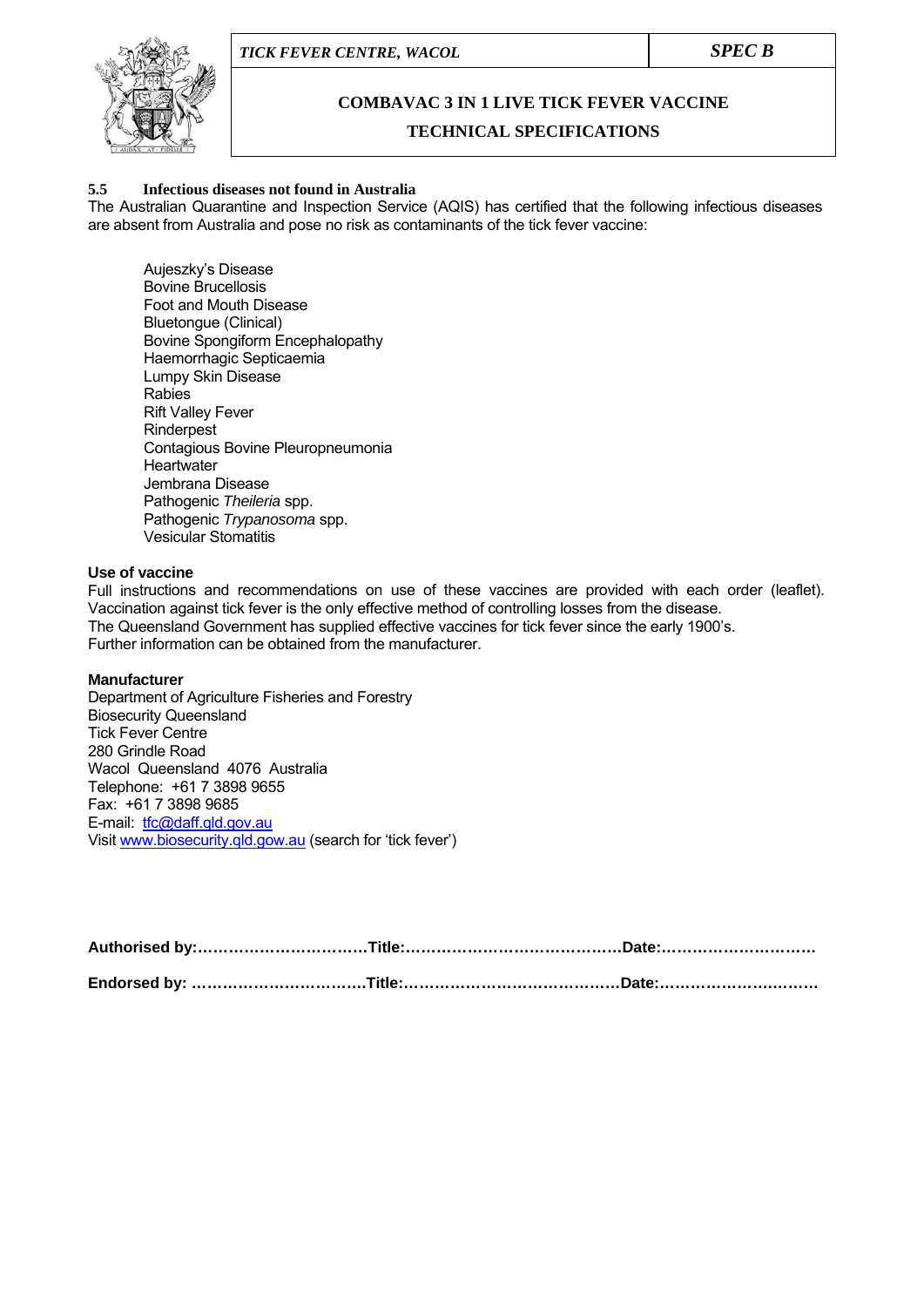### 5.5 Infectious diseases not found in Australia

The Australian Quarantine and Inspection Service (AQIS) has certified that the following infectious diseases are absent from Australia and pose no risk as contaminants of the tick fever vaccine:

- Aujeszky's Disease
- Bovine Brucellosis
- Foot and Mouth Disease
- Bluetongue (Clinical)
- Bovine Spongiform Encephalopathy
- Haemorrhagic Septicaemia
- Lumpy Skin Disease
- Rabies
- Rift Valley Fever
- Rinderpest
- Contagious Bovine Pleuropneumonia
- Heartwater
- Jembrana Disease
- Pathogenic *Theileria* spp.
- Pathogenic *Trypanosoma* spp.
- Vesicular Stomatitis

**Use of vaccine**

Full instructions and recommendations on use of these vaccines are provided with each order (leaflet).
Vaccination against tick fever is the only effective method of controlling losses from the disease.
The Queensland Government has supplied effective vaccines for tick fever since the early 1900's.
Further information can be obtained from the manufacturer.

**Manufacturer**

Department of Agriculture Fisheries and Forestry
Biosecurity Queensland
Tick Fever Centre
280 Grindle Road
Wacol Queensland 4076 Australia
Telephone: +61 7 3898 9655
Fax: +61 7 3898 9685
E-mail: tfc@daff.qld.gov.au
Visit www.biosecurity.qld.gow.au (search for 'tick fever')

**Authorised by:……………………………Title:……………………………………Date:…………………………**

**Endorsed by: ……………………………Title:……………………………………Date:…………………………**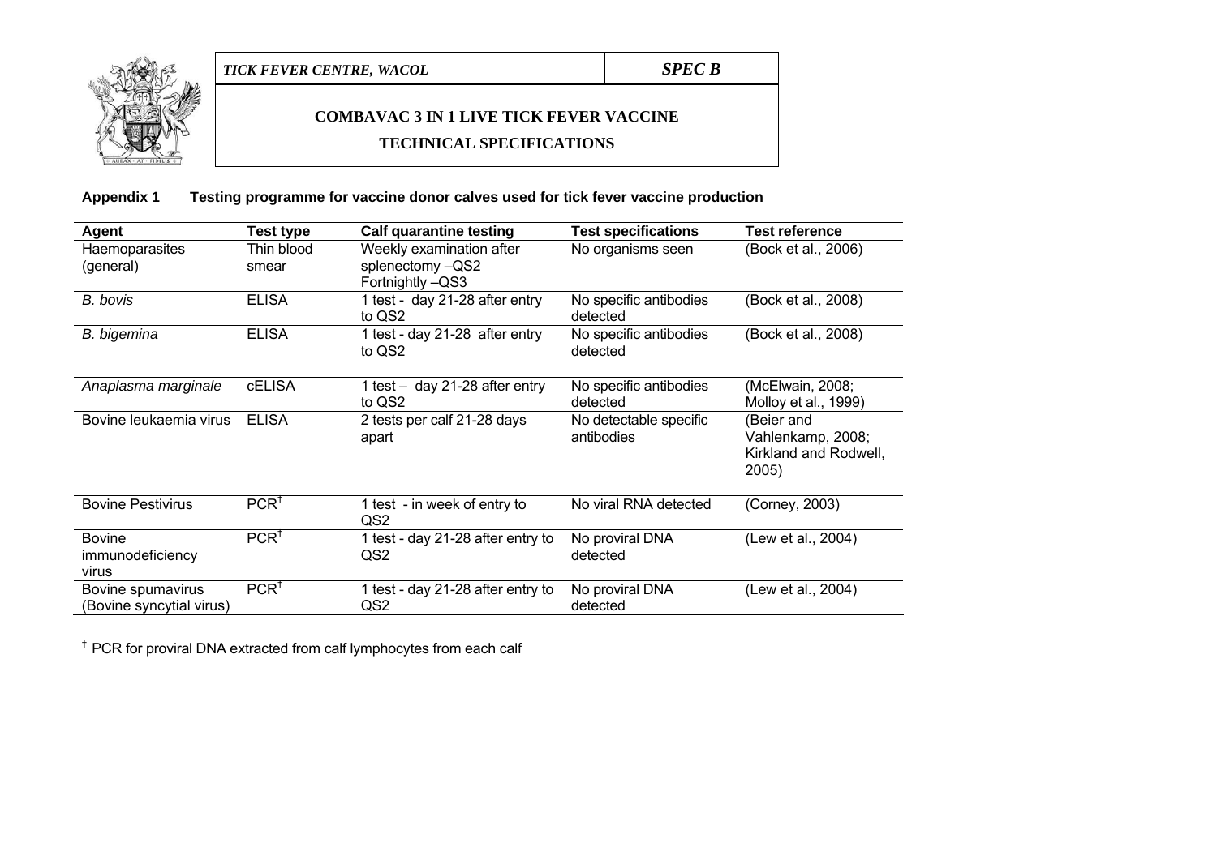## Appendix 1 Testing programme for vaccine donor calves used for tick fever vaccine production

| Agent | Test type | Calf quarantine testing | Test specifications | Test reference |
|---|---|---|---|---|
| Haemoparasites (general) | Thin blood smear | Weekly examination after splenectomy –QS2 Fortnightly –QS3 | No organisms seen | (Bock et al., 2006) |
| *B. bovis* | ELISA | 1 test - day 21-28 after entry to QS2 | No specific antibodies detected | (Bock et al., 2008) |
| *B. bigemina* | ELISA | 1 test - day 21-28 after entry to QS2 | No specific antibodies detected | (Bock et al., 2008) |
| *Anaplasma marginale* | cELISA | 1 test – day 21-28 after entry to QS2 | No specific antibodies detected | (McElwain, 2008; Molloy et al., 1999) |
| Bovine leukaemia virus | ELISA | 2 tests per calf 21-28 days apart | No detectable specific antibodies | (Beier and Vahlenkamp, 2008; Kirkland and Rodwell, 2005) |
| Bovine Pestivirus | PCR[†] | 1 test - in week of entry to QS2 | No viral RNA detected | (Corney, 2003) |
| Bovine immunodeficiency virus | PCR[†] | 1 test - day 21-28 after entry to QS2 | No proviral DNA detected | (Lew et al., 2004) |
| Bovine spumavirus (Bovine syncytial virus) | PCR[†] | 1 test - day 21-28 after entry to QS2 | No proviral DNA detected | (Lew et al., 2004) |

[†] PCR for proviral DNA extracted from calf lymphocytes from each calf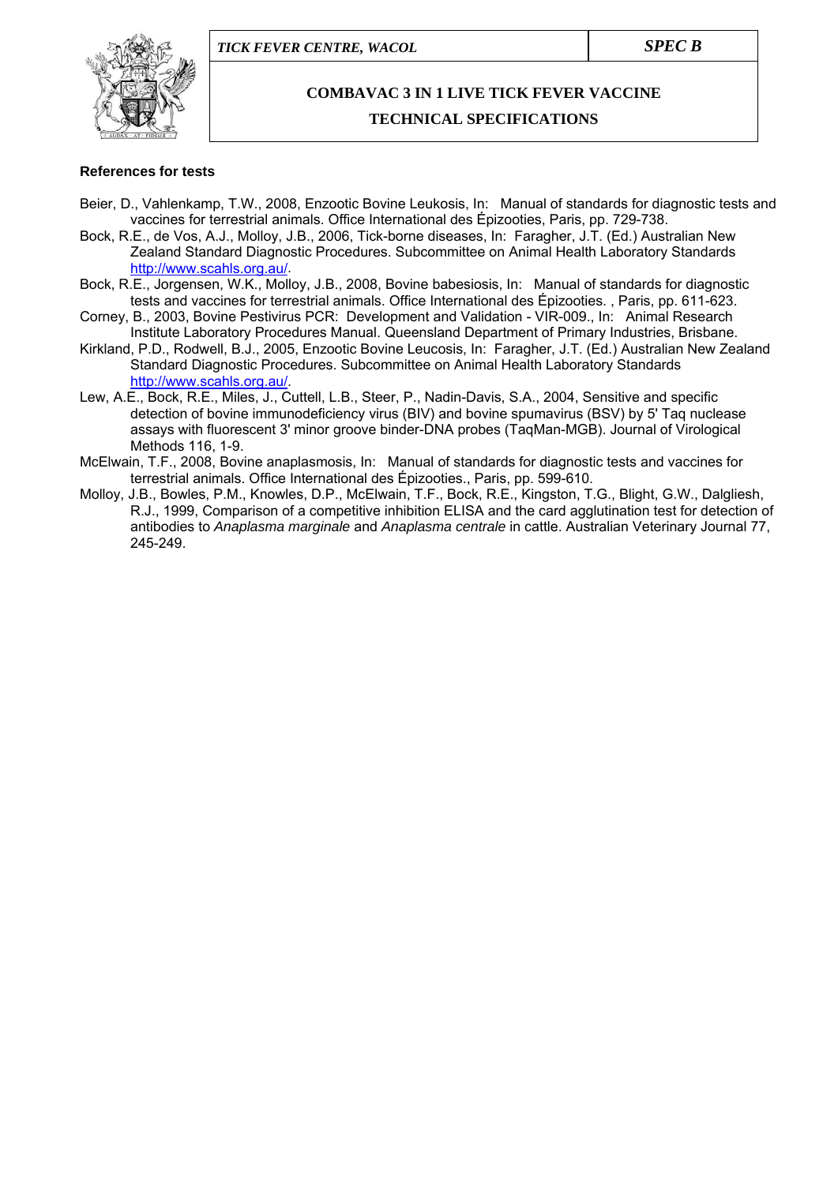**References for tests**

Beier, D., Vahlenkamp, T.W., 2008, Enzootic Bovine Leukosis, In: Manual of standards for diagnostic tests and vaccines for terrestrial animals. Office International des Épizooties, Paris, pp. 729-738.

Bock, R.E., de Vos, A.J., Molloy, J.B., 2006, Tick-borne diseases, In: Faragher, J.T. (Ed.) Australian New Zealand Standard Diagnostic Procedures. Subcommittee on Animal Health Laboratory Standards http://www.scahls.org.au/.

Bock, R.E., Jorgensen, W.K., Molloy, J.B., 2008, Bovine babesiosis, In: Manual of standards for diagnostic tests and vaccines for terrestrial animals. Office International des Épizooties. , Paris, pp. 611-623.

Corney, B., 2003, Bovine Pestivirus PCR: Development and Validation - VIR-009., In: Animal Research Institute Laboratory Procedures Manual. Queensland Department of Primary Industries, Brisbane.

Kirkland, P.D., Rodwell, B.J., 2005, Enzootic Bovine Leucosis, In: Faragher, J.T. (Ed.) Australian New Zealand Standard Diagnostic Procedures. Subcommittee on Animal Health Laboratory Standards http://www.scahls.org.au/.

Lew, A.E., Bock, R.E., Miles, J., Cuttell, L.B., Steer, P., Nadin-Davis, S.A., 2004, Sensitive and specific detection of bovine immunodeficiency virus (BIV) and bovine spumavirus (BSV) by 5' Taq nuclease assays with fluorescent 3' minor groove binder-DNA probes (TaqMan-MGB). Journal of Virological Methods 116, 1-9.

McElwain, T.F., 2008, Bovine anaplasmosis, In: Manual of standards for diagnostic tests and vaccines for terrestrial animals. Office International des Épizooties., Paris, pp. 599-610.

Molloy, J.B., Bowles, P.M., Knowles, D.P., McElwain, T.F., Bock, R.E., Kingston, T.G., Blight, G.W., Dalgliesh, R.J., 1999, Comparison of a competitive inhibition ELISA and the card agglutination test for detection of antibodies to *Anaplasma marginale* and *Anaplasma centrale* in cattle. Australian Veterinary Journal 77, 245-249.